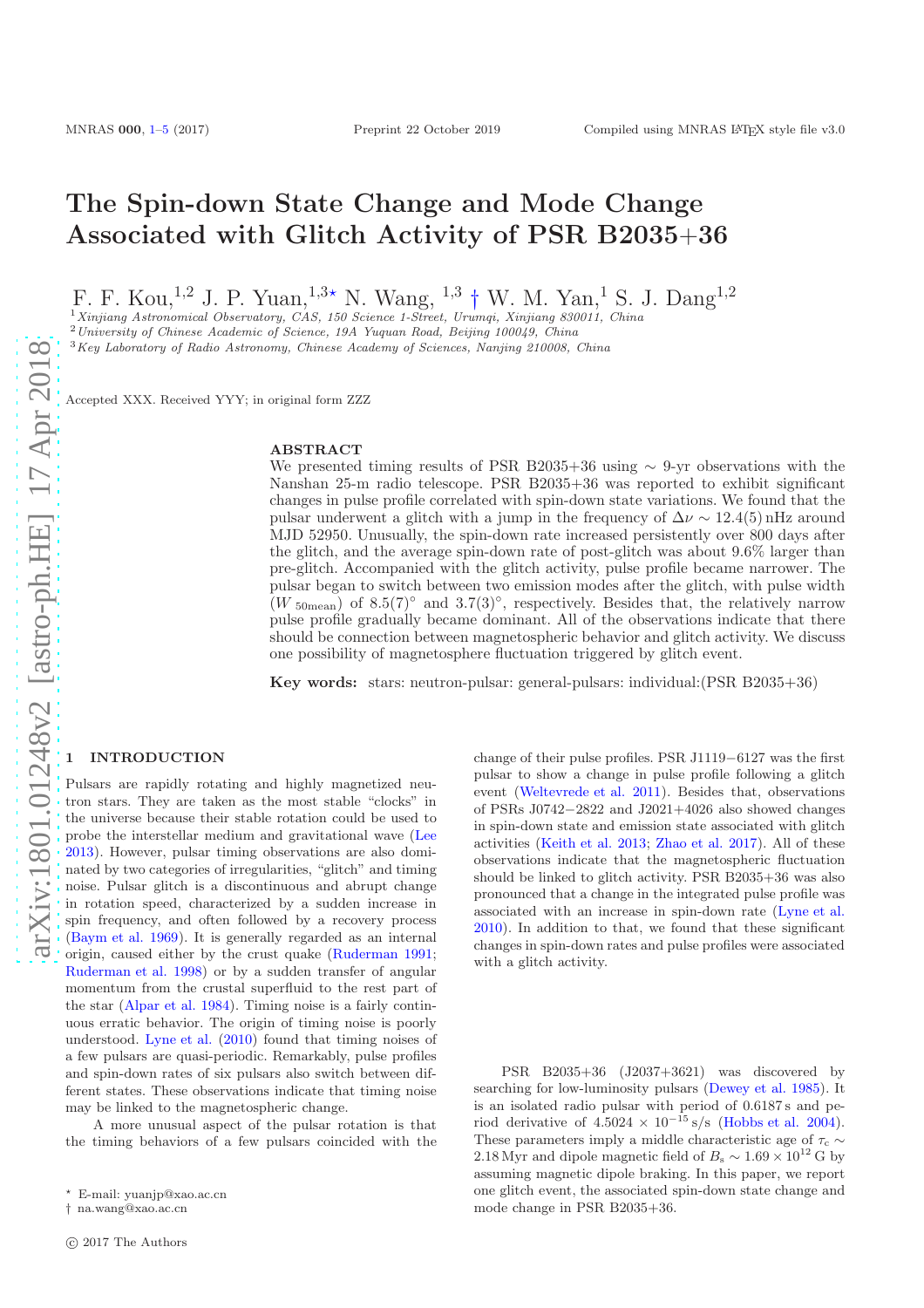# The Spin-down State Change and Mode Change Associated with Glitch Activity of PSR B2035+36

F. F. Kou,[1,2] J. P. Yuan,[1,3⋆] N. Wang, [1,3 †] W. M. Yan,[1] S. J. Dang[1,2]

[1] *Xinjiang Astronomical Observatory, CAS, 150 Science 1-Street, Urumqi, Xinjiang 830011, China*
[2] *University of Chinese Academic of Science, 19A Yuquan Road, Beijing 100049, China*
[3] *Key Laboratory of Radio Astronomy, Chinese Academy of Sciences, Nanjing 210008, China*

Accepted XXX. Received YYY; in original form ZZZ

## ABSTRACT

We presented timing results of PSR B2035+36 using ∼ 9-yr observations with the Nanshan 25-m radio telescope. PSR B2035+36 was reported to exhibit significant changes in pulse profile correlated with spin-down state variations. We found that the pulsar underwent a glitch with a jump in the frequency of $\Delta\nu \sim 12.4(5)$ nHz around MJD 52950. Unusually, the spin-down rate increased persistently over 800 days after the glitch, and the average spin-down rate of post-glitch was about 9.6% larger than pre-glitch. Accompanied with the glitch activity, pulse profile became narrower. The pulsar began to switch between two emission modes after the glitch, with pulse width ($W_{\rm 50mean}$) of $8.5(7)^{\circ}$ and $3.7(3)^{\circ}$, respectively. Besides that, the relatively narrow pulse profile gradually became dominant. All of the observations indicate that there should be connection between magnetospheric behavior and glitch activity. We discuss one possibility of magnetosphere fluctuation triggered by glitch event.

**Key words:** stars: neutron-pulsar: general-pulsars: individual:(PSR B2035+36)

## 1 INTRODUCTION

Pulsars are rapidly rotating and highly magnetized neutron stars. They are taken as the most stable "clocks" in the universe because their stable rotation could be used to probe the interstellar medium and gravitational wave (Lee 2013). However, pulsar timing observations are also dominated by two categories of irregularities, "glitch" and timing noise. Pulsar glitch is a discontinuous and abrupt change in rotation speed, characterized by a sudden increase in spin frequency, and often followed by a recovery process (Baym et al. 1969). It is generally regarded as an internal origin, caused either by the crust quake (Ruderman 1991; Ruderman et al. 1998) or by a sudden transfer of angular momentum from the crustal superfluid to the rest part of the star (Alpar et al. 1984). Timing noise is a fairly continuous erratic behavior. The origin of timing noise is poorly understood. Lyne et al. (2010) found that timing noises of a few pulsars are quasi-periodic. Remarkably, pulse profiles and spin-down rates of six pulsars also switch between different states. These observations indicate that timing noise may be linked to the magnetospheric change.

A more unusual aspect of the pulsar rotation is that the timing behaviors of a few pulsars coincided with the change of their pulse profiles. PSR J1119−6127 was the first pulsar to show a change in pulse profile following a glitch event (Weltevrede et al. 2011). Besides that, observations of PSRs J0742−2822 and J2021+4026 also showed changes in spin-down state and emission state associated with glitch activities (Keith et al. 2013; Zhao et al. 2017). All of these observations indicate that the magnetospheric fluctuation should be linked to glitch activity. PSR B2035+36 was also pronounced that a change in the integrated pulse profile was associated with an increase in spin-down rate (Lyne et al. 2010). In addition to that, we found that these significant changes in spin-down rates and pulse profiles were associated with a glitch activity.

PSR B2035+36 (J2037+3621) was discovered by searching for low-luminosity pulsars (Dewey et al. 1985). It is an isolated radio pulsar with period of 0.6187 s and period derivative of $4.5024 \times 10^{-15}$ s/s (Hobbs et al. 2004). These parameters imply a middle characteristic age of $\tau_c \sim 2.18$ Myr and dipole magnetic field of $B_s \sim 1.69 \times 10^{12}$ G by assuming magnetic dipole braking. In this paper, we report one glitch event, the associated spin-down state change and mode change in PSR B2035+36.

⋆ E-mail: yuanjp@xao.ac.cn
† na.wang@xao.ac.cn

© 2017 The Authors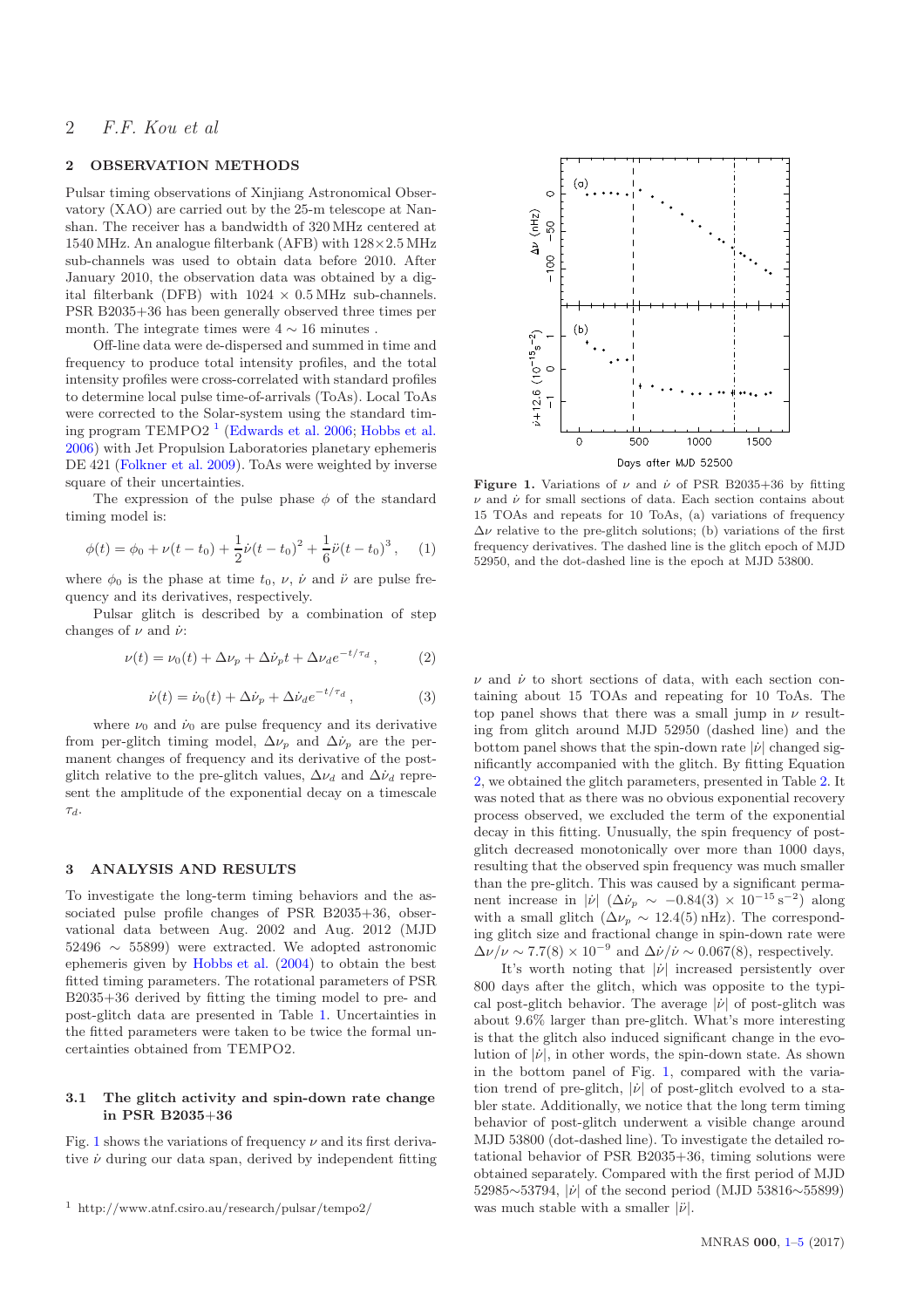## 2 OBSERVATION METHODS

Pulsar timing observations of Xinjiang Astronomical Observatory (XAO) are carried out by the 25-m telescope at Nanshan. The receiver has a bandwidth of 320 MHz centered at 1540 MHz. An analogue filterbank (AFB) with $128 \times 2.5$ MHz sub-channels was used to obtain data before 2010. After January 2010, the observation data was obtained by a digital filterbank (DFB) with $1024 \times 0.5$ MHz sub-channels. PSR B2035+36 has been generally observed three times per month. The integrate times were $4 \sim 16$ minutes .

Off-line data were de-dispersed and summed in time and frequency to produce total intensity profiles, and the total intensity profiles were cross-correlated with standard profiles to determine local pulse time-of-arrivals (ToAs). Local ToAs were corrected to the Solar-system using the standard timing program TEMPO2 [1] (Edwards et al. 2006; Hobbs et al. 2006) with Jet Propulsion Laboratories planetary ephemeris DE 421 (Folkner et al. 2009). ToAs were weighted by inverse square of their uncertainties.

The expression of the pulse phase $\phi$ of the standard timing model is:

$$\phi(t) = \phi_0 + \nu(t-t_0) + \frac{1}{2}\dot{\nu}(t-t_0)^2 + \frac{1}{6}\ddot{\nu}(t-t_0)^3 , \quad (1)$$

where $\phi_0$ is the phase at time $t_0$, $\nu$, $\dot{\nu}$ and $\ddot{\nu}$ are pulse frequency and its derivatives, respectively.

Pulsar glitch is described by a combination of step changes of $\nu$ and $\dot{\nu}$:

$$\nu(t) = \nu_0(t) + \Delta\nu_p + \Delta\dot{\nu}_p t + \Delta\nu_d e^{-t/\tau_d} , \quad (2)$$

$$\dot{\nu}(t) = \dot{\nu}_0(t) + \Delta\dot{\nu}_p + \Delta\dot{\nu}_d e^{-t/\tau_d} , \quad (3)$$

where $\nu_0$ and $\dot{\nu}_0$ are pulse frequency and its derivative from per-glitch timing model, $\Delta\nu_p$ and $\Delta\dot{\nu}_p$ are the permanent changes of frequency and its derivative of the post-glitch relative to the pre-glitch values, $\Delta\nu_d$ and $\Delta\dot{\nu}_d$ represent the amplitude of the exponential decay on a timescale $\tau_d$.

## 3 ANALYSIS AND RESULTS

To investigate the long-term timing behaviors and the associated pulse profile changes of PSR B2035+36, observational data between Aug. 2002 and Aug. 2012 (MJD 52496 $\sim$ 55899) were extracted. We adopted astronomic ephemeris given by Hobbs et al. (2004) to obtain the best fitted timing parameters. The rotational parameters of PSR B2035+36 derived by fitting the timing model to pre- and post-glitch data are presented in Table 1. Uncertainties in the fitted parameters were taken to be twice the formal uncertainties obtained from TEMPO2.

### 3.1 The glitch activity and spin-down rate change in PSR B2035+36

Fig. 1 shows the variations of frequency $\nu$ and its first derivative $\dot{\nu}$ during our data span, derived by independent fitting $\nu$ and $\dot{\nu}$ to short sections of data, with each section containing about 15 TOAs and repeating for 10 ToAs. The top panel shows that there was a small jump in $\nu$ resulting from glitch around MJD 52950 (dashed line) and the bottom panel shows that the spin-down rate $|\dot{\nu}|$ changed significantly accompanied with the glitch. By fitting Equation 2, we obtained the glitch parameters, presented in Table 2. It was noted that as there was no obvious exponential recovery process observed, we excluded the term of the exponential decay in this fitting. Unusually, the spin frequency of post-glitch decreased monotonically over more than 1000 days, resulting that the observed spin frequency was much smaller than the pre-glitch. This was caused by a significant permanent increase in $|\dot{\nu}|$ ($\Delta\dot{\nu}_p \sim -0.84(3) \times 10^{-15}\,\mathrm{s}^{-2}$) along with a small glitch ($\Delta\nu_p \sim 12.4(5)$ nHz). The corresponding glitch size and fractional change in spin-down rate were $\Delta\nu/\nu \sim 7.7(8) \times 10^{-9}$ and $\Delta\dot{\nu}/\dot{\nu} \sim 0.067(8)$, respectively.

It's worth noting that $|\dot{\nu}|$ increased persistently over 800 days after the glitch, which was opposite to the typical post-glitch behavior. The average $|\dot{\nu}|$ of post-glitch was about 9.6% larger than pre-glitch. What's more interesting is that the glitch also induced significant change in the evolution of $|\dot{\nu}|$, in other words, the spin-down state. As shown in the bottom panel of Fig. 1, compared with the variation trend of pre-glitch, $|\dot{\nu}|$ of post-glitch evolved to a stabler state. Additionally, we notice that the long term timing behavior of post-glitch underwent a visible change around MJD 53800 (dot-dashed line). To investigate the detailed rotational behavior of PSR B2035+36, timing solutions were obtained separately. Compared with the first period of MJD 52985$\sim$53794, $|\dot{\nu}|$ of the second period (MJD 53816$\sim$55899) was much stable with a smaller $|\dot{\nu}|$.

**Figure 1.** Variations of $\nu$ and $\dot{\nu}$ of PSR B2035+36 by fitting $\nu$ and $\dot{\nu}$ for small sections of data. Each section contains about 15 TOAs and repeats for 10 ToAs, (a) variations of frequency $\Delta\nu$ relative to the pre-glitch solutions; (b) variations of the first frequency derivatives. The dashed line is the glitch epoch of MJD 52950, and the dot-dashed line is the epoch at MJD 53800.

[1] http://www.atnf.csiro.au/research/pulsar/tempo2/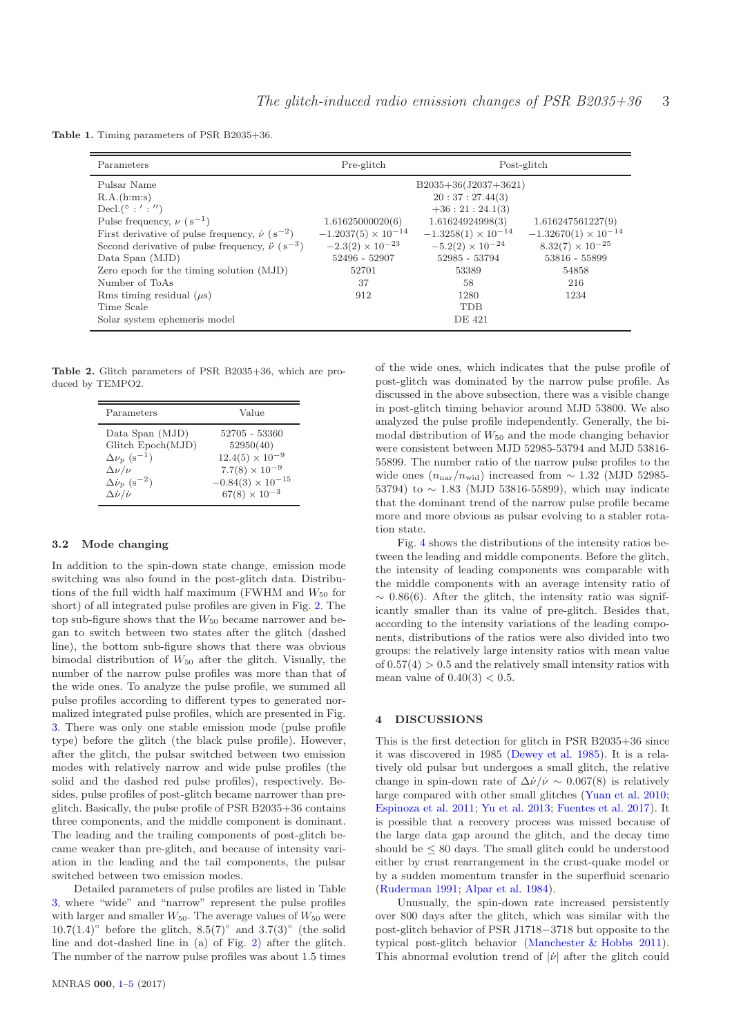**Table 1.** Timing parameters of PSR B2035+36.

| Parameters | Pre-glitch | Post-glitch | |
|---|---|---|---|
| Pulsar Name | B2035+36(J2037+3621) | | |
| R.A.(h:m:s) | $20:37:27.44(3)$ | | |
| Decl.($^\circ:':''$) | $+36:21:24.1(3)$ | | |
| Pulse frequency, $\nu$ ($\mathrm{s}^{-1}$) | 1.61625000020(6) | 1.61624924998(3) | 1.616247561227(9) |
| First derivative of pulse frequency, $\dot{\nu}$ ($\mathrm{s}^{-2}$) | $-1.2037(5)\times10^{-14}$ | $-1.3258(1)\times10^{-14}$ | $-1.32670(1)\times10^{-14}$ |
| Second derivative of pulse frequency, $\ddot{\nu}$ ($\mathrm{s}^{-3}$) | $-2.3(2)\times10^{-23}$ | $-5.2(2)\times10^{-24}$ | $8.32(7)\times10^{-25}$ |
| Data Span (MJD) | 52496 - 52907 | 52985 - 53794 | 53816 - 55899 |
| Zero epoch for the timing solution (MJD) | 52701 | 53389 | 54858 |
| Number of ToAs | 37 | 58 | 216 |
| Rms timing residual ($\mu$s) | 912 | 1280 | 1234 |
| Time Scale | TDB | | |
| Solar system ephemeris model | DE 421 | | |

**Table 2.** Glitch parameters of PSR B2035+36, which are produced by TEMPO2.

| Parameters | Value |
|---|---|
| Data Span (MJD) | 52705 - 53360 |
| Glitch Epoch(MJD) | 52950(40) |
| $\Delta\nu_p$ ($\mathrm{s}^{-1}$) | $12.4(5)\times10^{-9}$ |
| $\Delta\nu/\nu$ | $7.7(8)\times10^{-9}$ |
| $\Delta\dot{\nu}_p$ ($\mathrm{s}^{-2}$) | $-0.84(3)\times10^{-15}$ |
| $\Delta\dot{\nu}/\dot{\nu}$ | $67(8)\times10^{-3}$ |

### 3.2 Mode changing

In addition to the spin-down state change, emission mode switching was also found in the post-glitch data. Distributions of the full width half maximum (FWHM and $W_{50}$ for short) of all integrated pulse profiles are given in Fig. 2. The top sub-figure shows that the $W_{50}$ became narrower and began to switch between two states after the glitch (dashed line), the bottom sub-figure shows that there was obvious bimodal distribution of $W_{50}$ after the glitch. Visually, the number of the narrow pulse profiles was more than that of the wide ones. To analyze the pulse profile, we summed all pulse profiles according to different types to generated normalized integrated pulse profiles, which are presented in Fig. 3. There was only one stable emission mode (pulse profile type) before the glitch (the black pulse profile). However, after the glitch, the pulsar switched between two emission modes with relatively narrow and wide pulse profiles (the solid and the dashed red pulse profiles), respectively. Besides, pulse profiles of post-glitch became narrower than pre-glitch. Basically, the pulse profile of PSR B2035+36 contains three components, and the middle component is dominant. The leading and the trailing components of post-glitch became weaker than pre-glitch, and because of intensity variation in the leading and the tail components, the pulsar switched between two emission modes.

Detailed parameters of pulse profiles are listed in Table 3, where "wide" and "narrow" represent the pulse profiles with larger and smaller $W_{50}$. The average values of $W_{50}$ were $10.7(1.4)^\circ$ before the glitch, $8.5(7)^\circ$ and $3.7(3)^\circ$ (the solid line and dot-dashed line in (a) of Fig. 2) after the glitch. The number of the narrow pulse profiles was about 1.5 times of the wide ones, which indicates that the pulse profile of post-glitch was dominated by the narrow pulse profile. As discussed in the above subsection, there was a visible change in post-glitch timing behavior around MJD 53800. We also analyzed the pulse profile independently. Generally, the bimodal distribution of $W_{50}$ and the mode changing behavior were consistent between MJD 52985-53794 and MJD 53816-55899. The number ratio of the narrow pulse profiles to the wide ones ($n_{\rm nar}/n_{\rm wid}$) increased from $\sim1.32$ (MJD 52985-53794) to $\sim1.83$ (MJD 53816-55899), which may indicate that the dominant trend of the narrow pulse profile became more and more obvious as pulsar evolving to a stabler rotation state.

Fig. 4 shows the distributions of the intensity ratios between the leading and middle components. Before the glitch, the intensity of leading components was comparable with the middle components with an average intensity ratio of $\sim0.86(6)$. After the glitch, the intensity ratio was significantly smaller than its value of pre-glitch. Besides that, according to the intensity variations of the leading components, distributions of the ratios were also divided into two groups: the relatively large intensity ratios with mean value of $0.57(4)>0.5$ and the relatively small intensity ratios with mean value of $0.40(3)<0.5$.

## 4 DISCUSSIONS

This is the first detection for glitch in PSR B2035+36 since it was discovered in 1985 (Dewey et al. 1985). It is a relatively old pulsar but undergoes a small glitch, the relative change in spin-down rate of $\Delta\dot{\nu}/\dot{\nu}\sim0.067(8)$ is relatively large compared with other small glitches (Yuan et al. 2010; Espinoza et al. 2011; Yu et al. 2013; Fuentes et al. 2017). It is possible that a recovery process was missed because of the large data gap around the glitch, and the decay time should be $\leq80$ days. The small glitch could be understood either by crust rearrangement in the crust-quake model or by a sudden momentum transfer in the superfluid scenario (Ruderman 1991; Alpar et al. 1984).

Unusually, the spin-down rate increased persistently over 800 days after the glitch, which was similar with the post-glitch behavior of PSR J1718−3718 but opposite to the typical post-glitch behavior (Manchester & Hobbs 2011). This abnormal evolution trend of $|\dot{\nu}|$ after the glitch could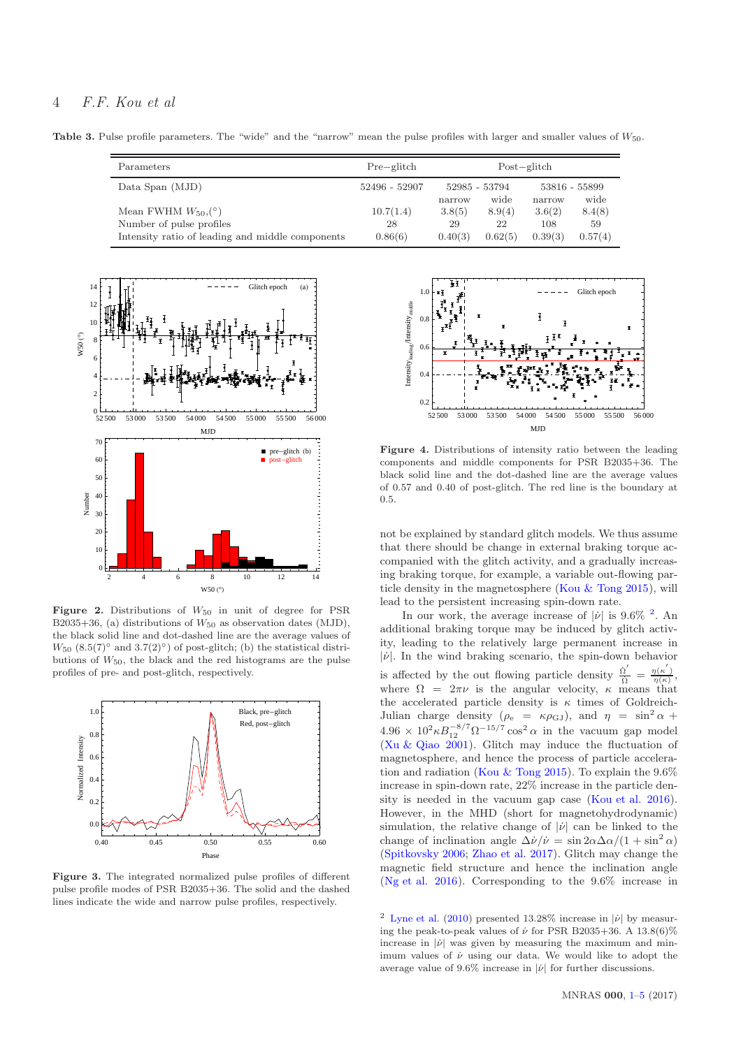**Table 3.** Pulse profile parameters. The "wide" and the "narrow" mean the pulse profiles with larger and smaller values of $W_{50}$.

| Parameters | Pre−glitch | Post−glitch | | | |
|---|---|---|---|---|---|
| Data Span (MJD) | 52496 - 52907 | 52985 - 53794 | | 53816 - 55899 | |
| | | narrow | wide | narrow | wide |
| Mean FWHM $W_{50}$,(°) | 10.7(1.4) | 3.8(5) | 8.9(4) | 3.6(2) | 8.4(8) |
| Number of pulse profiles | 28 | 29 | 22 | 108 | 59 |
| Intensity ratio of leading and middle components | 0.86(6) | 0.40(3) | 0.62(5) | 0.39(3) | 0.57(4) |

**Figure 2.** Distributions of $W_{50}$ in unit of degree for PSR B2035+36. (a) distributions of $W_{50}$ as observation dates (MJD), the black solid line and dot-dashed line are the average values of $W_{50}$ $(8.5(7)^{\circ}$ and $3.7(2)^{\circ})$ of post-glitch; (b) the statistical distributions of $W_{50}$, the black and the red histograms are the pulse profiles of pre- and post-glitch, respectively.

**Figure 3.** The integrated normalized pulse profiles of different pulse profile modes of PSR B2035+36. The solid and the dashed lines indicate the wide and narrow pulse profiles, respectively.

**Figure 4.** Distributions of intensity ratio between the leading components and middle components for PSR B2035+36. The black solid line and the dot-dashed line are the average values of 0.57 and 0.40 of post-glitch. The red line is the boundary at 0.5.

not be explained by standard glitch models. We thus assume that there should be change in external braking torque accompanied with the glitch activity, and a gradually increasing braking torque, for example, a variable out-flowing particle density in the magnetosphere (Kou & Tong 2015), will lead to the persistent increasing spin-down rate.

In our work, the average increase of $|\dot{\nu}|$ is 9.6% [2]. An additional braking torque may be induced by glitch activity, leading to the relatively large permanent increase in $|\dot{\nu}|$. In the wind braking scenario, the spin-down behavior is affected by the out flowing particle density $\frac{\dot{\Omega}'}{\dot{\Omega}} = \frac{\eta(\kappa')}{\eta(\kappa)}$, where $\Omega = 2\pi\nu$ is the angular velocity, $\kappa$ means that the accelerated particle density is $\kappa$ times of Goldreich-Julian charge density ($\rho_e = \kappa\rho_{\rm GJ}$), and $\eta = \sin^2\alpha + 4.96\times10^2\kappa B_{12}^{-8/7}\Omega^{-15/7}\cos^2\alpha$ in the vacuum gap model (Xu & Qiao 2001). Glitch may induce the fluctuation of magnetosphere, and hence the process of particle acceleration and radiation (Kou & Tong 2015). To explain the 9.6% increase in spin-down rate, 22% increase in the particle density is needed in the vacuum gap case (Kou et al. 2016). However, in the MHD (short for magnetohydrodynamic) simulation, the relative change of $|\dot{\nu}|$ can be linked to the change of inclination angle $\Delta\dot{\nu}/\dot{\nu} = \sin 2\alpha\Delta\alpha/(1+\sin^2\alpha)$ (Spitkovsky 2006; Zhao et al. 2017). Glitch may change the magnetic field structure and hence the inclination angle (Ng et al. 2016). Corresponding to the 9.6% increase in

[2] Lyne et al. (2010) presented 13.28% increase in $|\dot{\nu}|$ by measuring the peak-to-peak values of $\dot{\nu}$ for PSR B2035+36. A 13.8(6)% increase in $|\dot{\nu}|$ was given by measuring the maximum and minimum values of $\dot{\nu}$ using our data. We would like to adopt the average value of 9.6% increase in $|\dot{\nu}|$ for further discussions.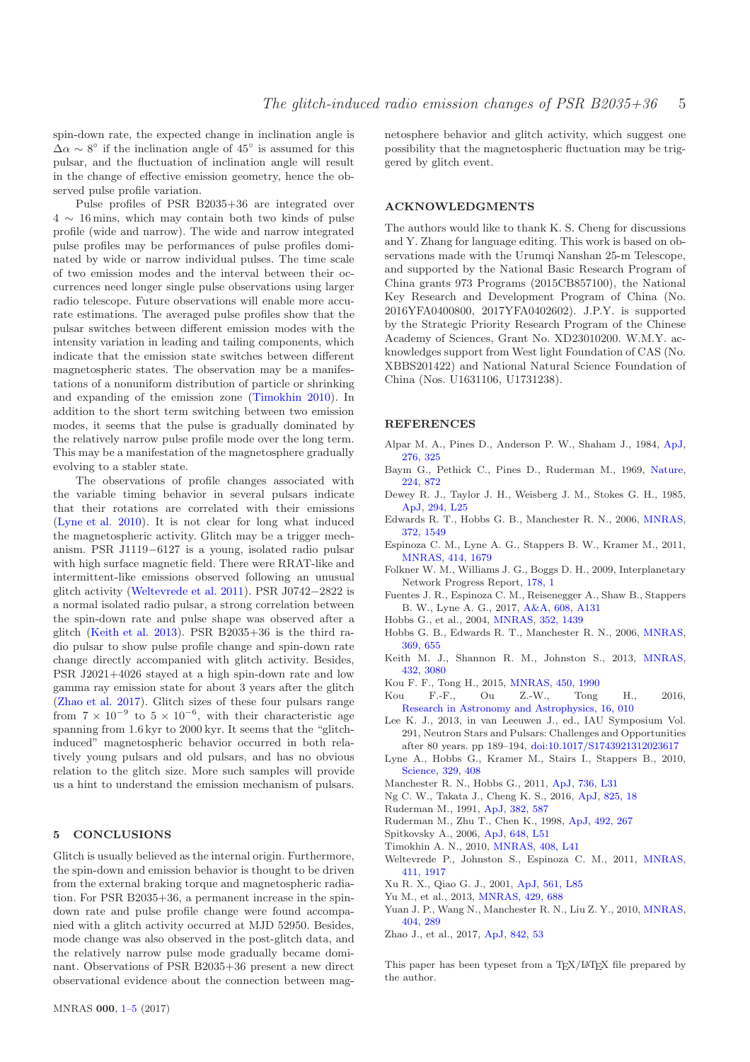spin-down rate, the expected change in inclination angle is $\Delta\alpha \sim 8^{\circ}$ if the inclination angle of $45^{\circ}$ is assumed for this pulsar, and the fluctuation of inclination angle will result in the change of effective emission geometry, hence the observed pulse profile variation.

Pulse profiles of PSR B2035+36 are integrated over $4 \sim 16$ mins, which may contain both two kinds of pulse profile (wide and narrow). The wide and narrow integrated pulse profiles may be performances of pulse profiles dominated by wide or narrow individual pulses. The time scale of two emission modes and the interval between their occurrences need longer single pulse observations using larger radio telescope. Future observations will enable more accurate estimations. The averaged pulse profiles show that the pulsar switches between different emission modes with the intensity variation in leading and tailing components, which indicate that the emission state switches between different magnetospheric states. The observation may be a manifestations of a nonuniform distribution of particle or shrinking and expanding of the emission zone (Timokhin 2010). In addition to the short term switching between two emission modes, it seems that the pulse is gradually dominated by the relatively narrow pulse profile mode over the long term. This may be a manifestation of the magnetosphere gradually evolving to a stabler state.

The observations of profile changes associated with the variable timing behavior in several pulsars indicate that their rotations are correlated with their emissions (Lyne et al. 2010). It is not clear for long what induced the magnetospheric activity. Glitch may be a trigger mechanism. PSR J1119−6127 is a young, isolated radio pulsar with high surface magnetic field. There were RRAT-like and intermittent-like emissions observed following an unusual glitch activity (Weltevrede et al. 2011). PSR J0742−2822 is a normal isolated radio pulsar, a strong correlation between the spin-down rate and pulse shape was observed after a glitch (Keith et al. 2013). PSR B2035+36 is the third radio pulsar to show pulse profile change and spin-down rate change directly accompanied with glitch activity. Besides, PSR J2021+4026 stayed at a high spin-down rate and low gamma ray emission state for about 3 years after the glitch (Zhao et al. 2017). Glitch sizes of these four pulsars range from $7 \times 10^{-9}$ to $5 \times 10^{-6}$, with their characteristic age spanning from 1.6 kyr to 2000 kyr. It seems that the "glitch-induced" magnetospheric behavior occurred in both relatively young pulsars and old pulsars, and has no obvious relation to the glitch size. More such samples will provide us a hint to understand the emission mechanism of pulsars.

## 5 CONCLUSIONS

Glitch is usually believed as the internal origin. Furthermore, the spin-down and emission behavior is thought to be driven from the external braking torque and magnetospheric radiation. For PSR B2035+36, a permanent increase in the spin-down rate and pulse profile change were found accompanied with a glitch activity occurred at MJD 52950. Besides, mode change was also observed in the post-glitch data, and the relatively narrow pulse mode gradually became dominant. Observations of PSR B2035+36 present a new direct observational evidence about the connection between magnetosphere behavior and glitch activity, which suggest one possibility that the magnetospheric fluctuation may be triggered by glitch event.

## ACKNOWLEDGMENTS

The authors would like to thank K. S. Cheng for discussions and Y. Zhang for language editing. This work is based on observations made with the Urumqi Nanshan 25-m Telescope, and supported by the National Basic Research Program of China grants 973 Programs (2015CB857100), the National Key Research and Development Program of China (No. 2016YFA0400800, 2017YFA0402602). J.P.Y. is supported by the Strategic Priority Research Program of the Chinese Academy of Sciences, Grant No. XD23010200. W.M.Y. acknowledges support from West light Foundation of CAS (No. XBBS201422) and National Natural Science Foundation of China (Nos. U1631106, U1731238).

## REFERENCES

Alpar M. A., Pines D., Anderson P. W., Shaham J., 1984, ApJ, 276, 325

Baym G., Pethick C., Pines D., Ruderman M., 1969, Nature, 224, 872

Dewey R. J., Taylor J. H., Weisberg J. M., Stokes G. H., 1985, ApJ, 294, L25

Edwards R. T., Hobbs G. B., Manchester R. N., 2006, MNRAS, 372, 1549

Espinoza C. M., Lyne A. G., Stappers B. W., Kramer M., 2011, MNRAS, 414, 1679

Folkner W. M., Williams J. G., Boggs D. H., 2009, Interplanetary Network Progress Report, 178, 1

Fuentes J. R., Espinoza C. M., Reisenegger A., Shaw B., Stappers B. W., Lyne A. G., 2017, A&A, 608, A131

Hobbs G., et al., 2004, MNRAS, 352, 1439

Hobbs G. B., Edwards R. T., Manchester R. N., 2006, MNRAS, 369, 655

Keith M. J., Shannon R. M., Johnston S., 2013, MNRAS, 432, 3080

Kou F. F., Tong H., 2015, MNRAS, 450, 1990

Kou F.-F., Ou Z.-W., Tong H., 2016, Research in Astronomy and Astrophysics, 16, 010

Lee K. J., 2013, in van Leeuwen J., ed., IAU Symposium Vol. 291, Neutron Stars and Pulsars: Challenges and Opportunities after 80 years. pp 189–194, doi:10.1017/S1743921312023617

Lyne A., Hobbs G., Kramer M., Stairs I., Stappers B., 2010, Science, 329, 408

Manchester R. N., Hobbs G., 2011, ApJ, 736, L31

Ng C. W., Takata J., Cheng K. S., 2016, ApJ, 825, 18

Ruderman M., 1991, ApJ, 382, 587

Ruderman M., Zhu T., Chen K., 1998, ApJ, 492, 267

Spitkovsky A., 2006, ApJ, 648, L51

Timokhin A. N., 2010, MNRAS, 408, L41

Weltevrede P., Johnston S., Espinoza C. M., 2011, MNRAS, 411, 1917

Xu R. X., Qiao G. J., 2001, ApJ, 561, L85

Yu M., et al., 2013, MNRAS, 429, 688

Yuan J. P., Wang N., Manchester R. N., Liu Z. Y., 2010, MNRAS, 404, 289

Zhao J., et al., 2017, ApJ, 842, 53

This paper has been typeset from a TEX/LATEX file prepared by the author.